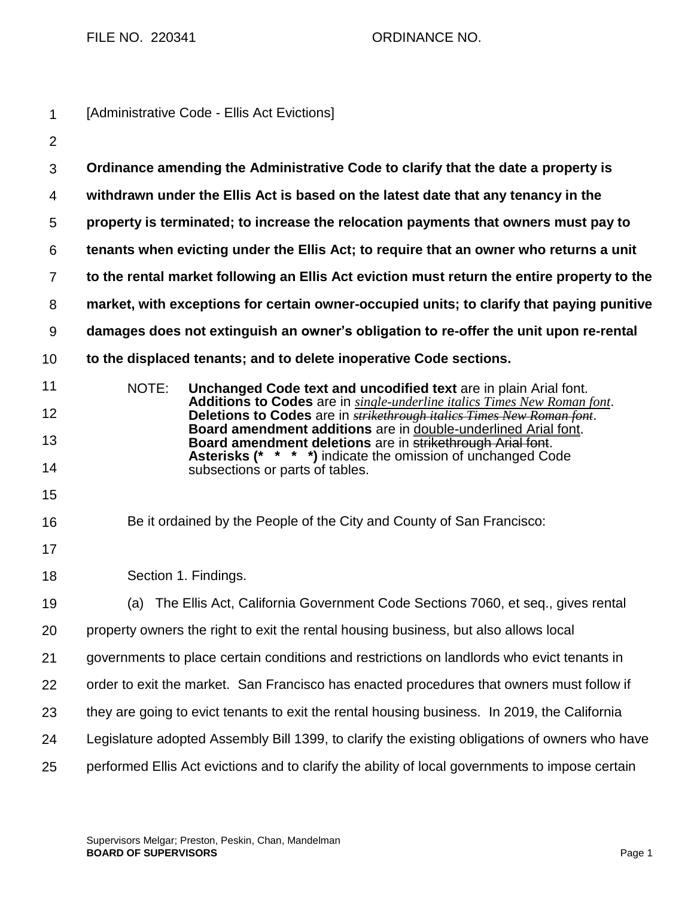FILE NO. 220341 ORDINANCE NO.

[Administrative Code - Ellis Act Evictions]

**Ordinance amending the Administrative Code to clarify that the date a property is withdrawn under the Ellis Act is based on the latest date that any tenancy in the property is terminated; to increase the relocation payments that owners must pay to tenants when evicting under the Ellis Act; to require that an owner who returns a unit to the rental market following an Ellis Act eviction must return the entire property to the market, with exceptions for certain owner-occupied units; to clarify that paying punitive damages does not extinguish an owner's obligation to re-offer the unit upon re-rental to the displaced tenants; and to delete inoperative Code sections.**

NOTE: **Unchanged Code text and uncodified text** are in plain Arial font.
**Additions to Codes** are in *single-underline italics Times New Roman font*.
**Deletions to Codes** are in ~~*strikethrough italics Times New Roman font*~~.
**Board amendment additions** are in double-underlined Arial font.
**Board amendment deletions** are in ~~strikethrough Arial font~~.
**Asterisks (* * * *)** indicate the omission of unchanged Code subsections or parts of tables.

Be it ordained by the People of the City and County of San Francisco:

Section 1. Findings.

(a) The Ellis Act, California Government Code Sections 7060, et seq., gives rental property owners the right to exit the rental housing business, but also allows local governments to place certain conditions and restrictions on landlords who evict tenants in order to exit the market. San Francisco has enacted procedures that owners must follow if they are going to evict tenants to exit the rental housing business. In 2019, the California Legislature adopted Assembly Bill 1399, to clarify the existing obligations of owners who have performed Ellis Act evictions and to clarify the ability of local governments to impose certain

Supervisors Melgar; Preston, Peskin, Chan, Mandelman
**BOARD OF SUPERVISORS**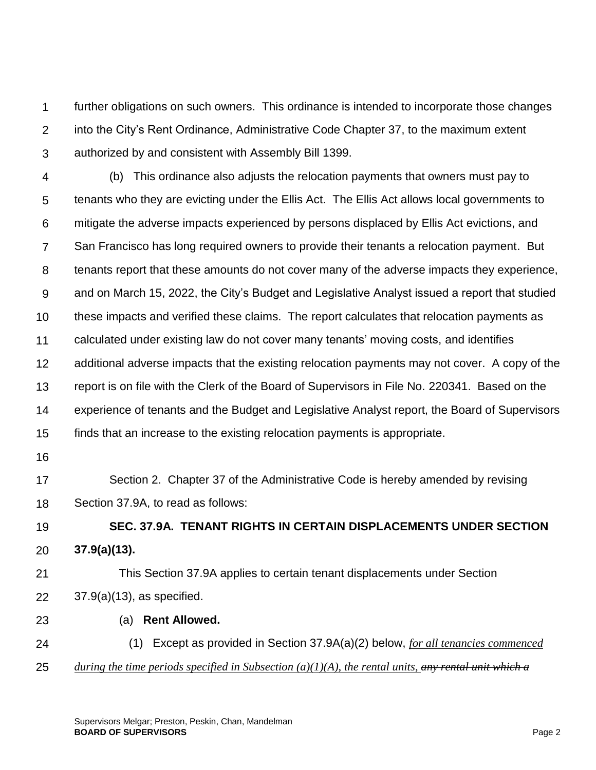further obligations on such owners. This ordinance is intended to incorporate those changes into the City's Rent Ordinance, Administrative Code Chapter 37, to the maximum extent authorized by and consistent with Assembly Bill 1399.

(b) This ordinance also adjusts the relocation payments that owners must pay to tenants who they are evicting under the Ellis Act. The Ellis Act allows local governments to mitigate the adverse impacts experienced by persons displaced by Ellis Act evictions, and San Francisco has long required owners to provide their tenants a relocation payment. But tenants report that these amounts do not cover many of the adverse impacts they experience, and on March 15, 2022, the City's Budget and Legislative Analyst issued a report that studied these impacts and verified these claims. The report calculates that relocation payments as calculated under existing law do not cover many tenants' moving costs, and identifies additional adverse impacts that the existing relocation payments may not cover. A copy of the report is on file with the Clerk of the Board of Supervisors in File No. 220341. Based on the experience of tenants and the Budget and Legislative Analyst report, the Board of Supervisors finds that an increase to the existing relocation payments is appropriate.

Section 2. Chapter 37 of the Administrative Code is hereby amended by revising Section 37.9A, to read as follows:

**SEC. 37.9A. TENANT RIGHTS IN CERTAIN DISPLACEMENTS UNDER SECTION 37.9(a)(13).**

This Section 37.9A applies to certain tenant displacements under Section 37.9(a)(13), as specified.

(a) **Rent Allowed.**

(1) Except as provided in Section 37.9A(a)(2) below, *for all tenancies commenced during the time periods specified in Subsection (a)(1)(A), the rental units,* ~~any rental unit which a~~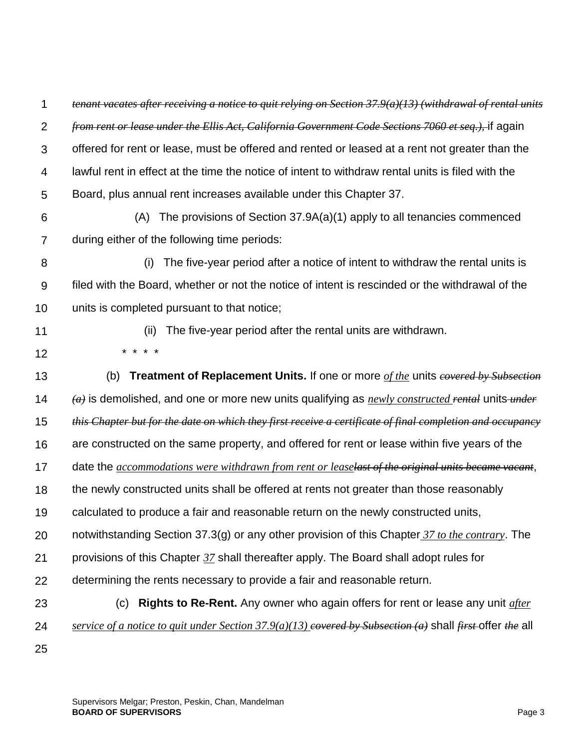*~~tenant vacates after receiving a notice to quit relying on Section 37.9(a)(13) (withdrawal of rental units from rent or lease under the Ellis Act, California Government Code Sections 7060 et seq.),~~* if again offered for rent or lease, must be offered and rented or leased at a rent not greater than the lawful rent in effect at the time the notice of intent to withdraw rental units is filed with the Board, plus annual rent increases available under this Chapter 37.

(A) The provisions of Section 37.9A(a)(1) apply to all tenancies commenced during either of the following time periods:

(i) The five-year period after a notice of intent to withdraw the rental units is filed with the Board, whether or not the notice of intent is rescinded or the withdrawal of the units is completed pursuant to that notice;

(ii) The five-year period after the rental units are withdrawn.

\* \* \* \*

(b) **Treatment of Replacement Units.** If one or more *<u>of the</u>* units *~~covered by Subsection (a)~~* is demolished, and one or more new units qualifying as *<u>newly constructed</u>* *~~rental~~* units *~~under this Chapter but for the date on which they first receive a certificate of final completion and occupancy~~* are constructed on the same property, and offered for rent or lease within five years of the date the *<u>accommodations were withdrawn from rent or lease</u>**~~last of the original units became vacant~~*, the newly constructed units shall be offered at rents not greater than those reasonably calculated to produce a fair and reasonable return on the newly constructed units, notwithstanding Section 37.3(g) or any other provision of this Chapter *<u>37 to the contrary</u>*. The provisions of this Chapter *<u>37</u>* shall thereafter apply. The Board shall adopt rules for determining the rents necessary to provide a fair and reasonable return.

(c) **Rights to Re-Rent.** Any owner who again offers for rent or lease any unit *<u>after service of a notice to quit under Section 37.9(a)(13)</u>* *~~covered by Subsection (a)~~* shall *~~first~~* offer *~~the~~* all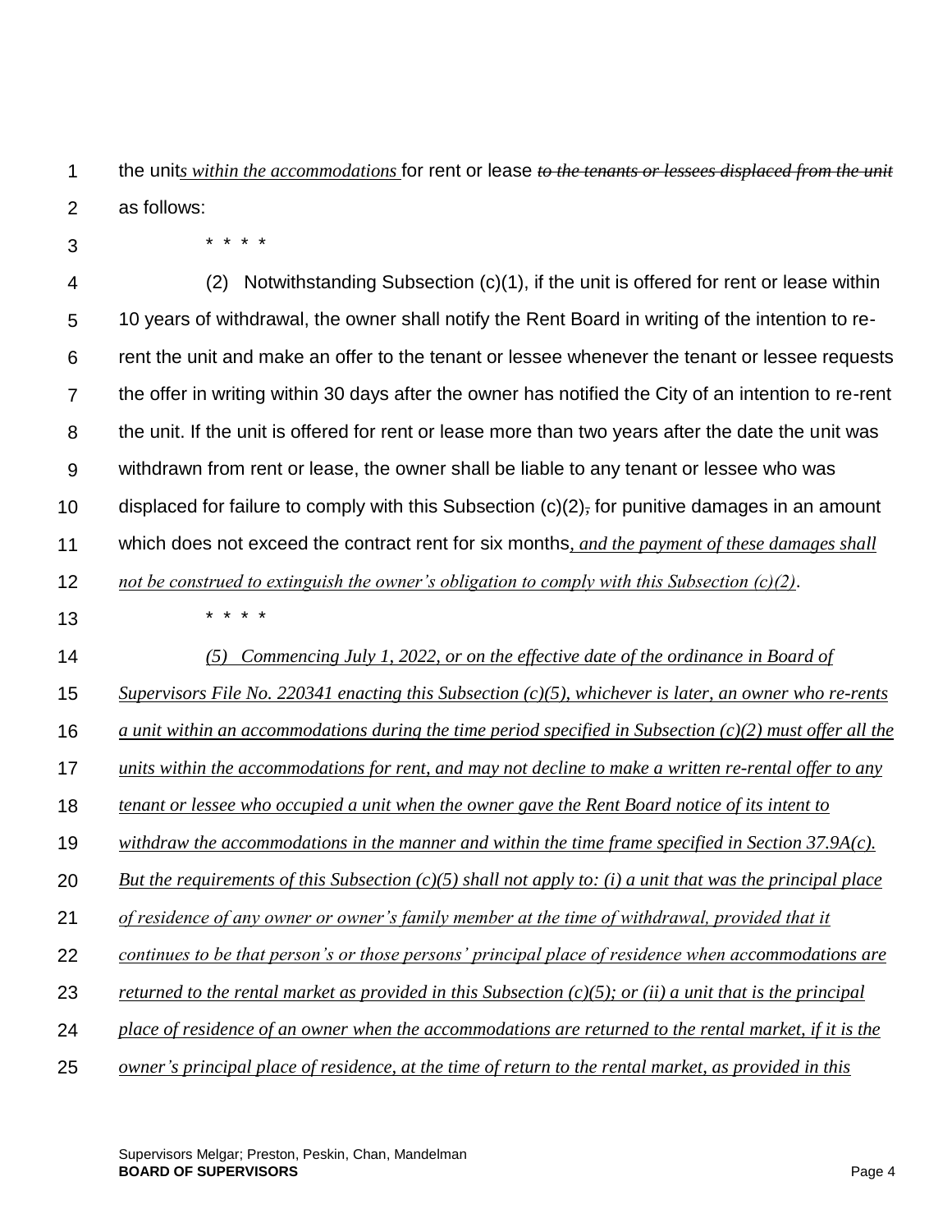the unit*s within the accommodations* for rent or lease ~~*to the tenants or lessees displaced from the unit*~~ as follows:

\* \* \* \*

(2) Notwithstanding Subsection (c)(1), if the unit is offered for rent or lease within 10 years of withdrawal, the owner shall notify the Rent Board in writing of the intention to re-rent the unit and make an offer to the tenant or lessee whenever the tenant or lessee requests the offer in writing within 30 days after the owner has notified the City of an intention to re-rent the unit. If the unit is offered for rent or lease more than two years after the date the unit was withdrawn from rent or lease, the owner shall be liable to any tenant or lessee who was displaced for failure to comply with this Subsection (c)(2)~~,~~ for punitive damages in an amount which does not exceed the contract rent for six months*, and the payment of these damages shall not be construed to extinguish the owner's obligation to comply with this Subsection (c)(2)*.

\* \* \* \*

*(5) Commencing July 1, 2022, or on the effective date of the ordinance in Board of Supervisors File No. 220341 enacting this Subsection (c)(5), whichever is later, an owner who re-rents a unit within an accommodations during the time period specified in Subsection (c)(2) must offer all the units within the accommodations for rent, and may not decline to make a written re-rental offer to any tenant or lessee who occupied a unit when the owner gave the Rent Board notice of its intent to withdraw the accommodations in the manner and within the time frame specified in Section 37.9A(c). But the requirements of this Subsection (c)(5) shall not apply to: (i) a unit that was the principal place of residence of any owner or owner's family member at the time of withdrawal, provided that it continues to be that person's or those persons' principal place of residence when accommodations are returned to the rental market as provided in this Subsection (c)(5); or (ii) a unit that is the principal place of residence of an owner when the accommodations are returned to the rental market, if it is the owner's principal place of residence, at the time of return to the rental market, as provided in this*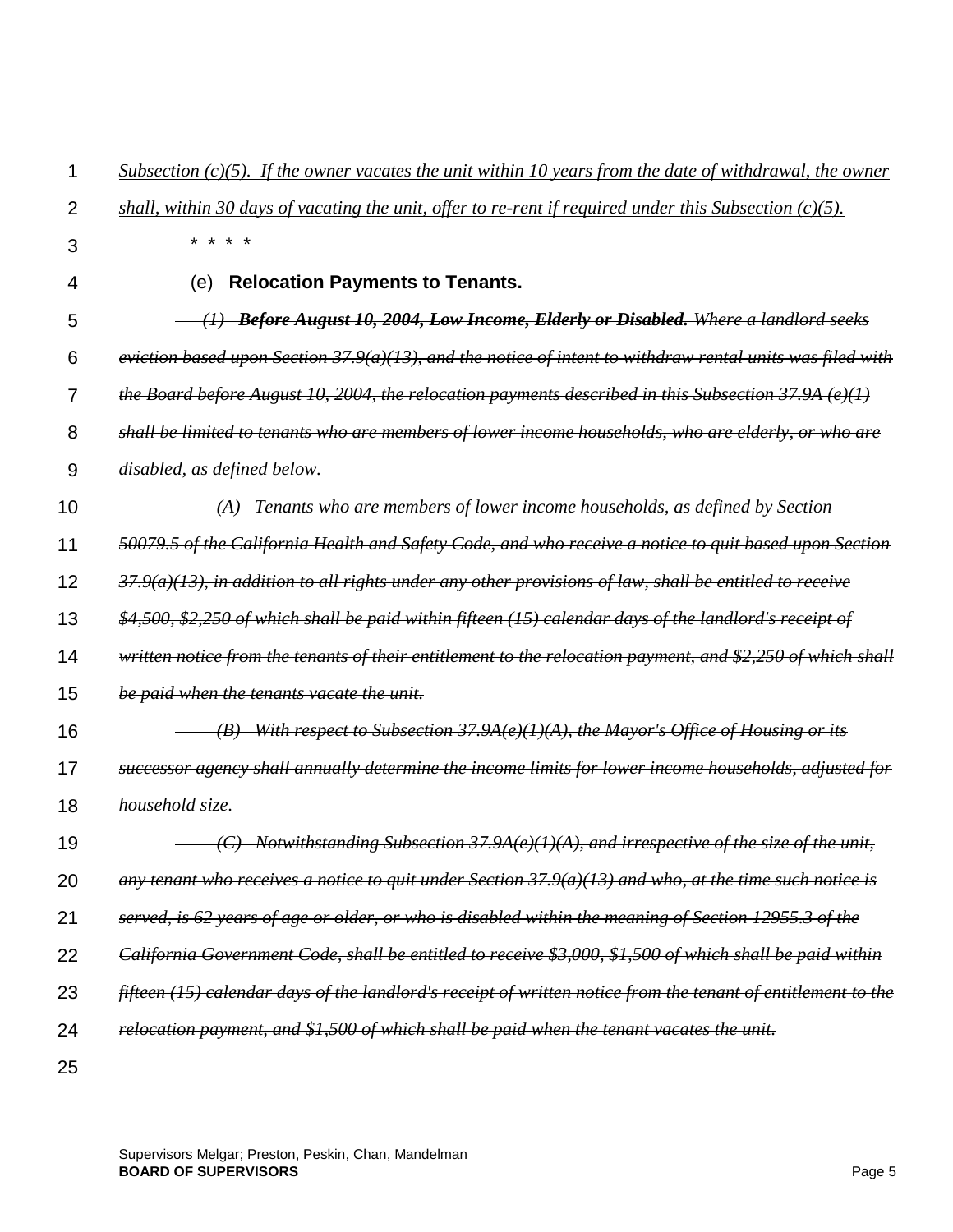*Subsection (c)(5). If the owner vacates the unit within 10 years from the date of withdrawal, the owner shall, within 30 days of vacating the unit, offer to re-rent if required under this Subsection (c)(5).*

\* \* \* \*

(e) **Relocation Payments to Tenants.**

~~*(1) **Before August 10, 2004, Low Income, Elderly or Disabled.** Where a landlord seeks eviction based upon Section 37.9(a)(13), and the notice of intent to withdraw rental units was filed with the Board before August 10, 2004, the relocation payments described in this Subsection 37.9A (e)(1) shall be limited to tenants who are members of lower income households, who are elderly, or who are disabled, as defined below.*~~

~~*(A) Tenants who are members of lower income households, as defined by Section 50079.5 of the California Health and Safety Code, and who receive a notice to quit based upon Section 37.9(a)(13), in addition to all rights under any other provisions of law, shall be entitled to receive $4,500, $2,250 of which shall be paid within fifteen (15) calendar days of the landlord's receipt of written notice from the tenants of their entitlement to the relocation payment, and $2,250 of which shall be paid when the tenants vacate the unit.*~~

~~*(B) With respect to Subsection 37.9A(e)(1)(A), the Mayor's Office of Housing or its successor agency shall annually determine the income limits for lower income households, adjusted for household size.*~~

~~*(C) Notwithstanding Subsection 37.9A(e)(1)(A), and irrespective of the size of the unit, any tenant who receives a notice to quit under Section 37.9(a)(13) and who, at the time such notice is served, is 62 years of age or older, or who is disabled within the meaning of Section 12955.3 of the California Government Code, shall be entitled to receive $3,000, $1,500 of which shall be paid within fifteen (15) calendar days of the landlord's receipt of written notice from the tenant of entitlement to the relocation payment, and $1,500 of which shall be paid when the tenant vacates the unit.*~~

Supervisors Melgar; Preston, Peskin, Chan, Mandelman
**BOARD OF SUPERVISORS**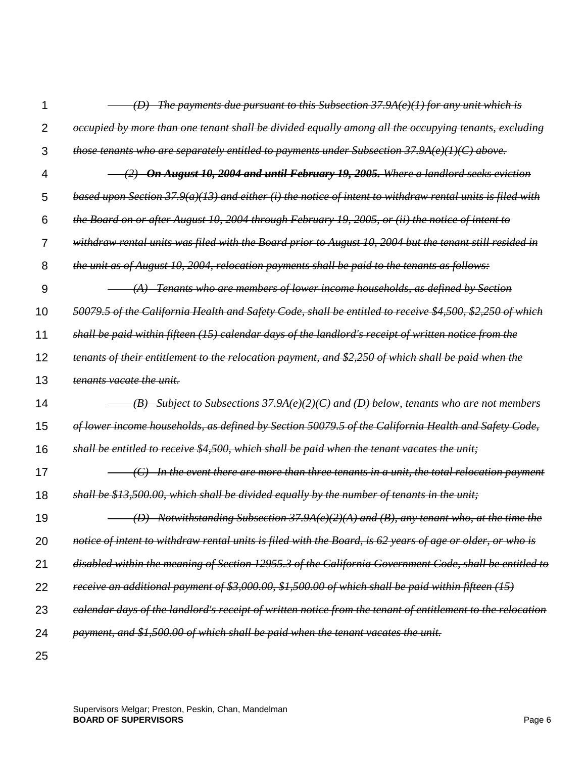~~*(D) The payments due pursuant to this Subsection 37.9A(e)(1) for any unit which is occupied by more than one tenant shall be divided equally among all the occupying tenants, excluding those tenants who are separately entitled to payments under Subsection 37.9A(e)(1)(C) above.*~~

~~*(2) **On August 10, 2004 and until February 19, 2005.** Where a landlord seeks eviction based upon Section 37.9(a)(13) and either (i) the notice of intent to withdraw rental units is filed with the Board on or after August 10, 2004 through February 19, 2005, or (ii) the notice of intent to withdraw rental units was filed with the Board prior to August 10, 2004 but the tenant still resided in the unit as of August 10, 2004, relocation payments shall be paid to the tenants as follows:*~~

~~*(A) Tenants who are members of lower income households, as defined by Section 50079.5 of the California Health and Safety Code, shall be entitled to receive $4,500, $2,250 of which shall be paid within fifteen (15) calendar days of the landlord's receipt of written notice from the tenants of their entitlement to the relocation payment, and $2,250 of which shall be paid when the tenants vacate the unit.*~~

~~*(B) Subject to Subsections 37.9A(e)(2)(C) and (D) below, tenants who are not members of lower income households, as defined by Section 50079.5 of the California Health and Safety Code, shall be entitled to receive $4,500, which shall be paid when the tenant vacates the unit;*~~

~~*(C) In the event there are more than three tenants in a unit, the total relocation payment shall be $13,500.00, which shall be divided equally by the number of tenants in the unit;*~~

~~*(D) Notwithstanding Subsection 37.9A(e)(2)(A) and (B), any tenant who, at the time the notice of intent to withdraw rental units is filed with the Board, is 62 years of age or older, or who is disabled within the meaning of Section 12955.3 of the California Government Code, shall be entitled to receive an additional payment of $3,000.00, $1,500.00 of which shall be paid within fifteen (15) calendar days of the landlord's receipt of written notice from the tenant of entitlement to the relocation payment, and $1,500.00 of which shall be paid when the tenant vacates the unit.*~~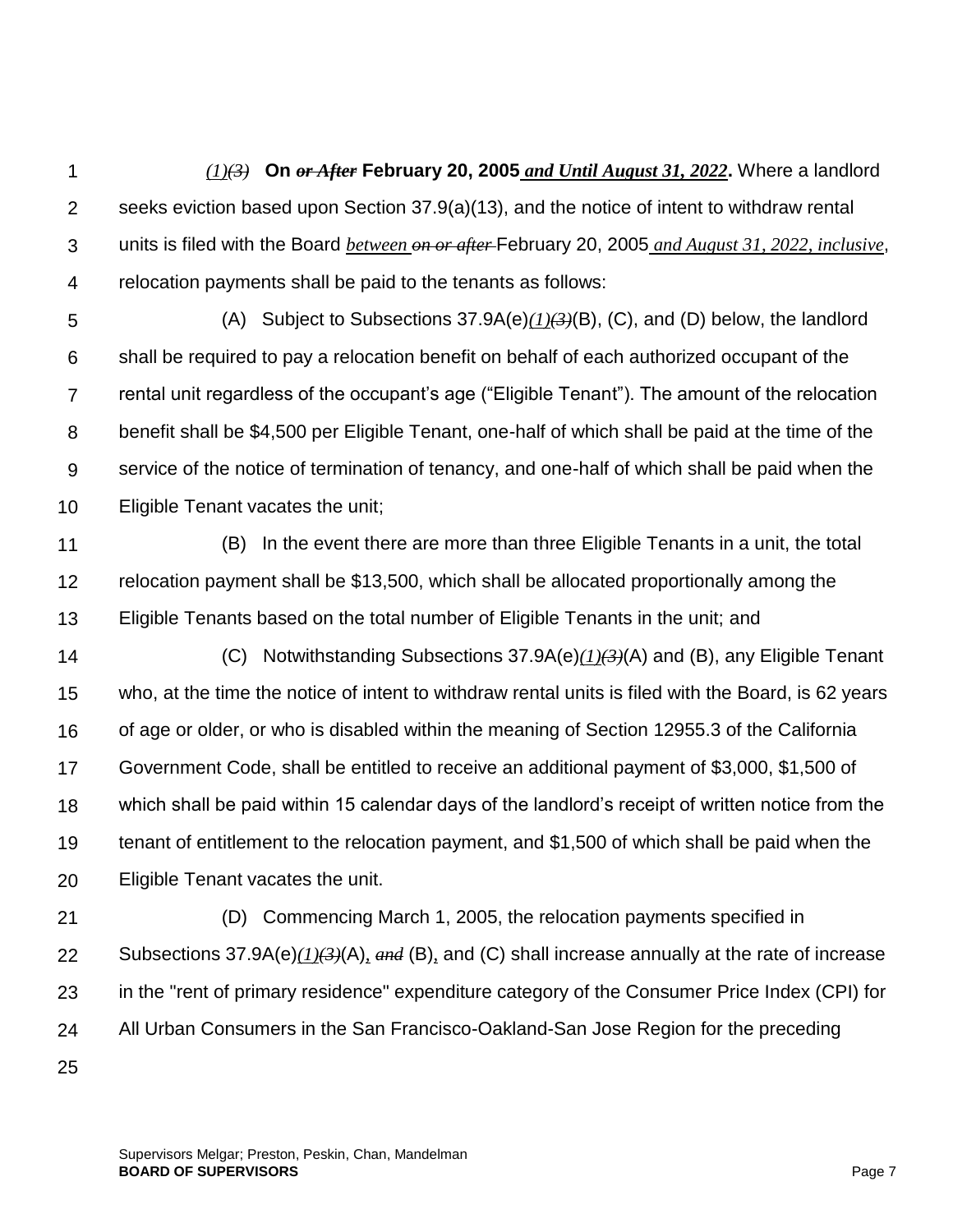*(1)~~(3)~~* **On ~~or After~~ February 20, 2005** ***and Until August 31, 2022*****.** Where a landlord seeks eviction based upon Section 37.9(a)(13), and the notice of intent to withdraw rental units is filed with the Board *between* ~~*on or after*~~ February 20, 2005 *and August 31, 2022, inclusive*, relocation payments shall be paid to the tenants as follows:

(A) Subject to Subsections 37.9A(e)*(1)*~~*(3)*~~(B), (C), and (D) below, the landlord shall be required to pay a relocation benefit on behalf of each authorized occupant of the rental unit regardless of the occupant's age ("Eligible Tenant"). The amount of the relocation benefit shall be $4,500 per Eligible Tenant, one-half of which shall be paid at the time of the service of the notice of termination of tenancy, and one-half of which shall be paid when the Eligible Tenant vacates the unit;

(B) In the event there are more than three Eligible Tenants in a unit, the total relocation payment shall be $13,500, which shall be allocated proportionally among the Eligible Tenants based on the total number of Eligible Tenants in the unit; and

(C) Notwithstanding Subsections 37.9A(e)*(1)*~~*(3)*~~(A) and (B), any Eligible Tenant who, at the time the notice of intent to withdraw rental units is filed with the Board, is 62 years of age or older, or who is disabled within the meaning of Section 12955.3 of the California Government Code, shall be entitled to receive an additional payment of $3,000, $1,500 of which shall be paid within 15 calendar days of the landlord's receipt of written notice from the tenant of entitlement to the relocation payment, and $1,500 of which shall be paid when the Eligible Tenant vacates the unit.

(D) Commencing March 1, 2005, the relocation payments specified in Subsections 37.9A(e)*(1)*~~*(3)*~~(A), ~~*and*~~ (B), and (C) shall increase annually at the rate of increase in the "rent of primary residence" expenditure category of the Consumer Price Index (CPI) for All Urban Consumers in the San Francisco-Oakland-San Jose Region for the preceding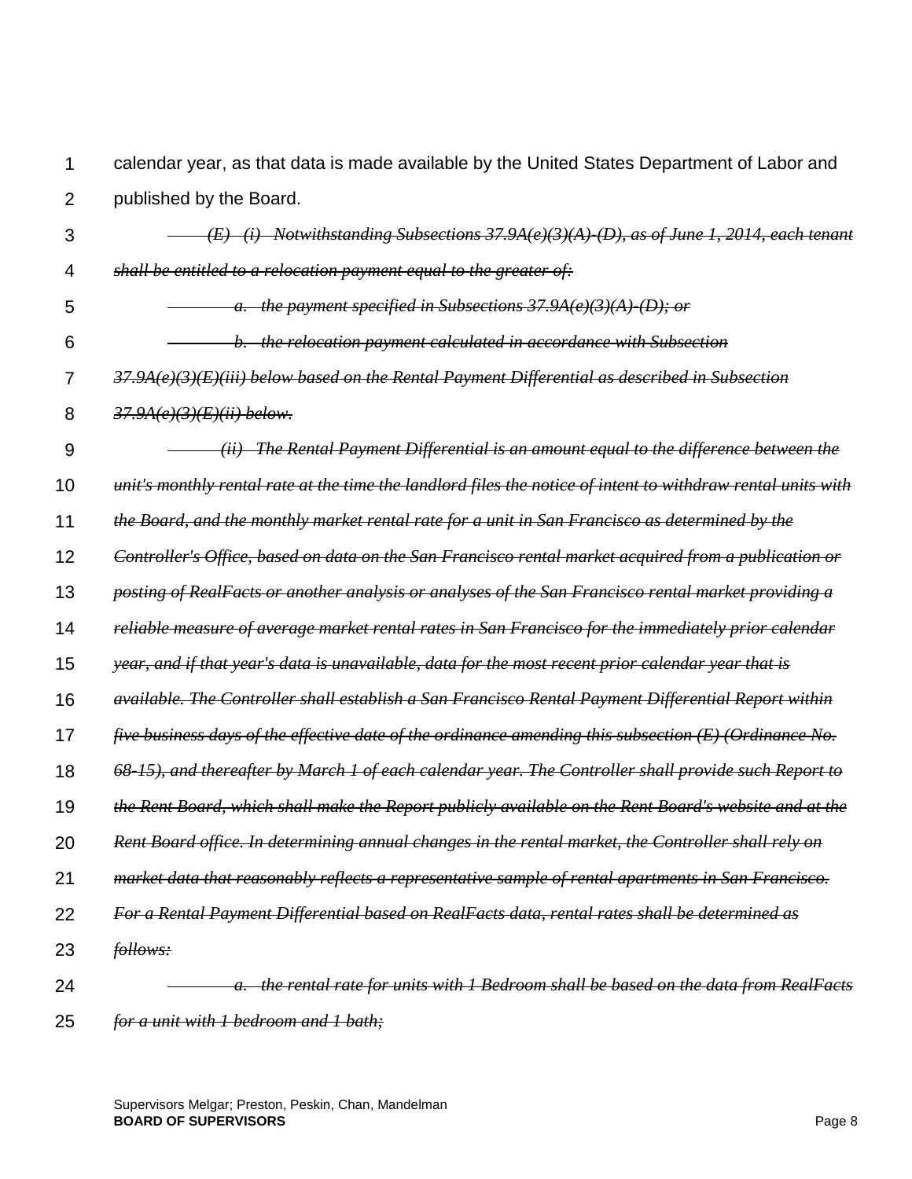calendar year, as that data is made available by the United States Department of Labor and published by the Board.

~~*(E) (i) Notwithstanding Subsections 37.9A(e)(3)(A)-(D), as of June 1, 2014, each tenant shall be entitled to a relocation payment equal to the greater of:*~~

~~*a. the payment specified in Subsections 37.9A(e)(3)(A)-(D); or*~~

~~*b. the relocation payment calculated in accordance with Subsection 37.9A(e)(3)(E)(iii) below based on the Rental Payment Differential as described in Subsection 37.9A(e)(3)(E)(ii) below.*~~

~~*(ii) The Rental Payment Differential is an amount equal to the difference between the unit's monthly rental rate at the time the landlord files the notice of intent to withdraw rental units with the Board, and the monthly market rental rate for a unit in San Francisco as determined by the Controller's Office, based on data on the San Francisco rental market acquired from a publication or posting of RealFacts or another analysis or analyses of the San Francisco rental market providing a reliable measure of average market rental rates in San Francisco for the immediately prior calendar year, and if that year's data is unavailable, data for the most recent prior calendar year that is available. The Controller shall establish a San Francisco Rental Payment Differential Report within five business days of the effective date of the ordinance amending this subsection (E) (Ordinance No. 68-15), and thereafter by March 1 of each calendar year. The Controller shall provide such Report to the Rent Board, which shall make the Report publicly available on the Rent Board's website and at the Rent Board office. In determining annual changes in the rental market, the Controller shall rely on market data that reasonably reflects a representative sample of rental apartments in San Francisco. For a Rental Payment Differential based on RealFacts data, rental rates shall be determined as follows:*~~

~~*a. the rental rate for units with 1 Bedroom shall be based on the data from RealFacts for a unit with 1 bedroom and 1 bath;*~~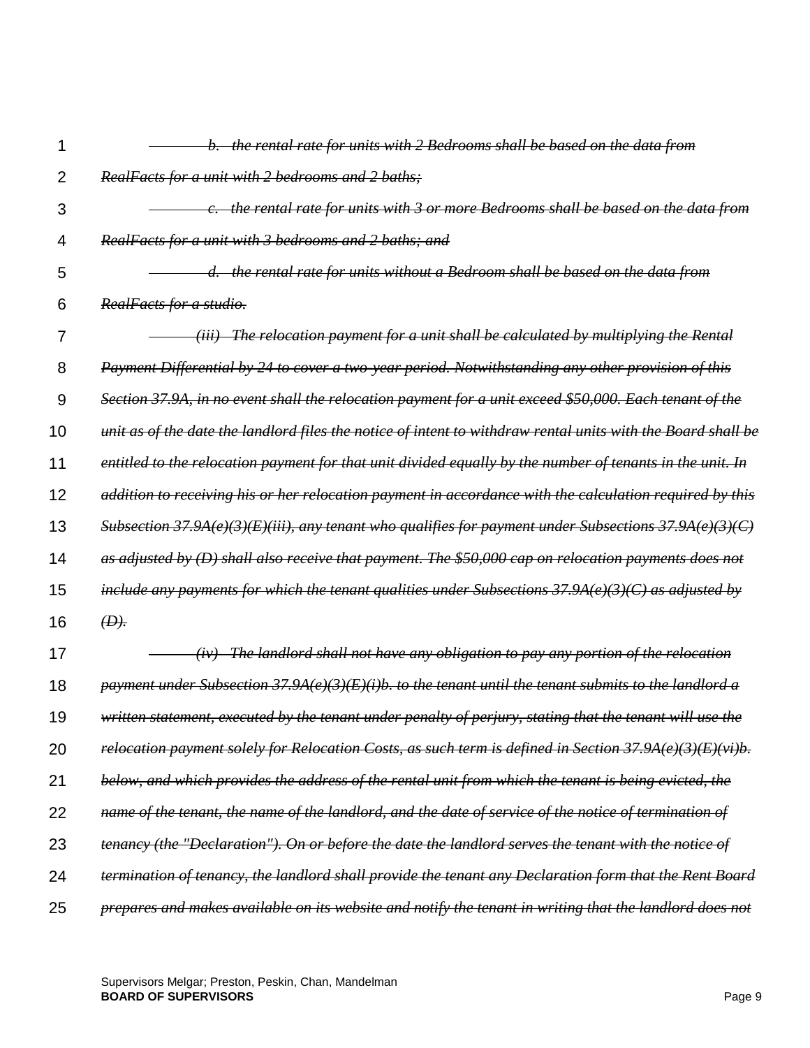~~*b. the rental rate for units with 2 Bedrooms shall be based on the data from RealFacts for a unit with 2 bedrooms and 2 baths;*~~

~~*c. the rental rate for units with 3 or more Bedrooms shall be based on the data from RealFacts for a unit with 3 bedrooms and 2 baths; and*~~

~~*d. the rental rate for units without a Bedroom shall be based on the data from RealFacts for a studio.*~~

~~*(iii) The relocation payment for a unit shall be calculated by multiplying the Rental Payment Differential by 24 to cover a two-year period. Notwithstanding any other provision of this Section 37.9A, in no event shall the relocation payment for a unit exceed $50,000. Each tenant of the unit as of the date the landlord files the notice of intent to withdraw rental units with the Board shall be entitled to the relocation payment for that unit divided equally by the number of tenants in the unit. In addition to receiving his or her relocation payment in accordance with the calculation required by this Subsection 37.9A(e)(3)(E)(iii), any tenant who qualifies for payment under Subsections 37.9A(e)(3)(C) as adjusted by (D) shall also receive that payment. The $50,000 cap on relocation payments does not include any payments for which the tenant qualities under Subsections 37.9A(e)(3)(C) as adjusted by (D).*~~

~~*(iv) The landlord shall not have any obligation to pay any portion of the relocation payment under Subsection 37.9A(e)(3)(E)(i)b. to the tenant until the tenant submits to the landlord a written statement, executed by the tenant under penalty of perjury, stating that the tenant will use the relocation payment solely for Relocation Costs, as such term is defined in Section 37.9A(e)(3)(E)(vi)b. below, and which provides the address of the rental unit from which the tenant is being evicted, the name of the tenant, the name of the landlord, and the date of service of the notice of termination of tenancy (the "Declaration"). On or before the date the landlord serves the tenant with the notice of termination of tenancy, the landlord shall provide the tenant any Declaration form that the Rent Board prepares and makes available on its website and notify the tenant in writing that the landlord does not*~~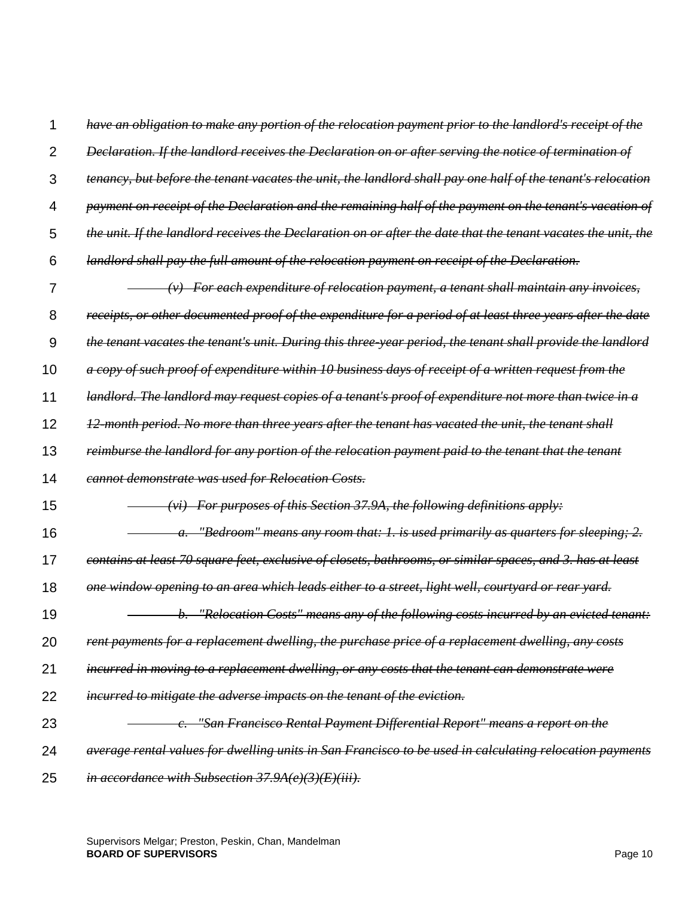~~*have an obligation to make any portion of the relocation payment prior to the landlord's receipt of the Declaration. If the landlord receives the Declaration on or after serving the notice of termination of tenancy, but before the tenant vacates the unit, the landlord shall pay one half of the tenant's relocation payment on receipt of the Declaration and the remaining half of the payment on the tenant's vacation of the unit. If the landlord receives the Declaration on or after the date that the tenant vacates the unit, the landlord shall pay the full amount of the relocation payment on receipt of the Declaration.*~~

~~*(v) For each expenditure of relocation payment, a tenant shall maintain any invoices, receipts, or other documented proof of the expenditure for a period of at least three years after the date the tenant vacates the tenant's unit. During this three-year period, the tenant shall provide the landlord a copy of such proof of expenditure within 10 business days of receipt of a written request from the landlord. The landlord may request copies of a tenant's proof of expenditure not more than twice in a 12-month period. No more than three years after the tenant has vacated the unit, the tenant shall reimburse the landlord for any portion of the relocation payment paid to the tenant that the tenant cannot demonstrate was used for Relocation Costs.*~~

~~*(vi) For purposes of this Section 37.9A, the following definitions apply:*~~

~~*a. "Bedroom" means any room that: 1. is used primarily as quarters for sleeping; 2. contains at least 70 square feet, exclusive of closets, bathrooms, or similar spaces, and 3. has at least one window opening to an area which leads either to a street, light well, courtyard or rear yard.*~~

~~*b. "Relocation Costs" means any of the following costs incurred by an evicted tenant: rent payments for a replacement dwelling, the purchase price of a replacement dwelling, any costs incurred in moving to a replacement dwelling, or any costs that the tenant can demonstrate were incurred to mitigate the adverse impacts on the tenant of the eviction.*~~

~~*c. "San Francisco Rental Payment Differential Report" means a report on the average rental values for dwelling units in San Francisco to be used in calculating relocation payments in accordance with Subsection 37.9A(e)(3)(E)(iii).*~~

Supervisors Melgar; Preston, Peskin, Chan, Mandelman
**BOARD OF SUPERVISORS**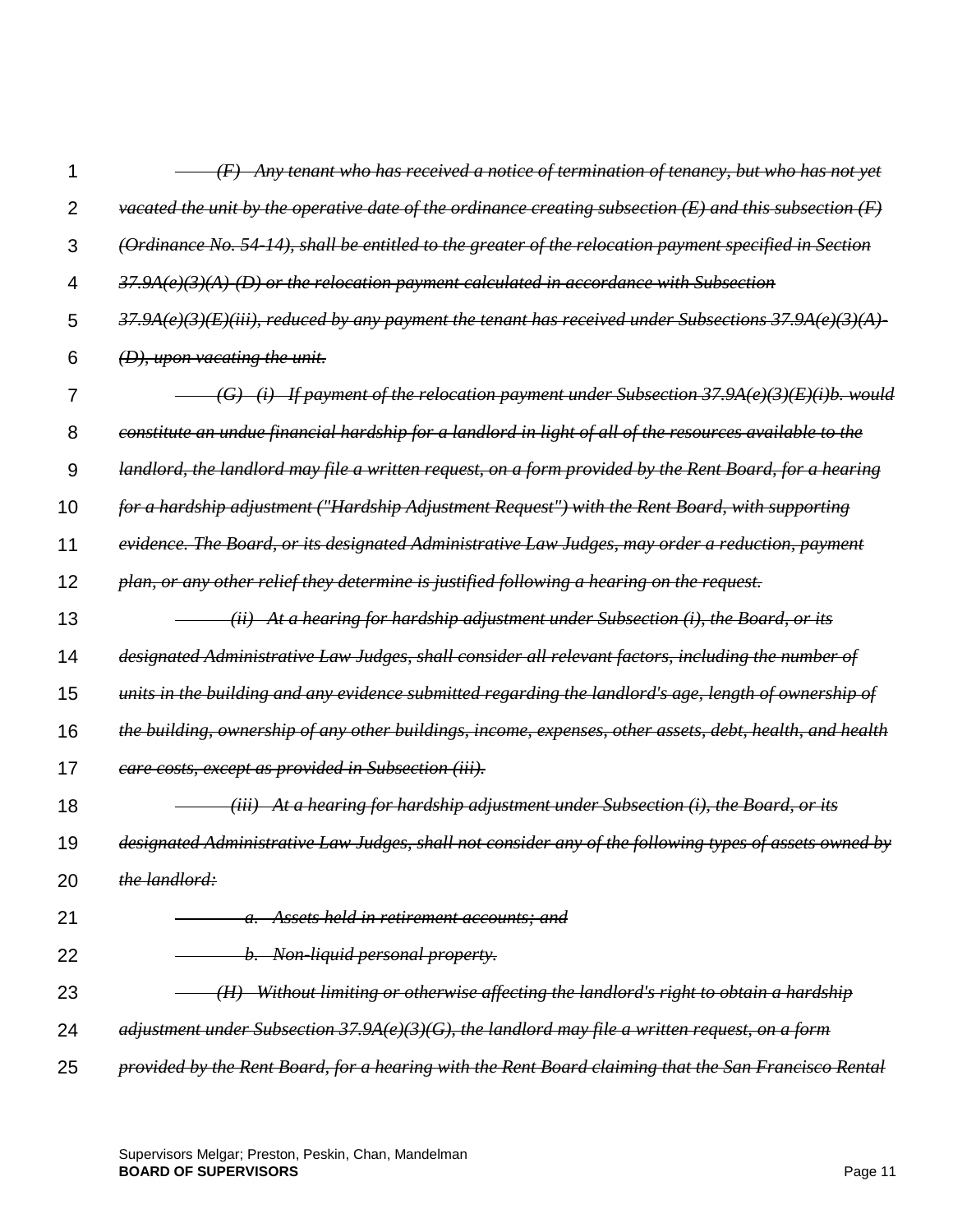~~*(F) Any tenant who has received a notice of termination of tenancy, but who has not yet vacated the unit by the operative date of the ordinance creating subsection (E) and this subsection (F) (Ordinance No. 54-14), shall be entitled to the greater of the relocation payment specified in Section 37.9A(e)(3)(A)-(D) or the relocation payment calculated in accordance with Subsection 37.9A(e)(3)(E)(iii), reduced by any payment the tenant has received under Subsections 37.9A(e)(3)(A)-(D), upon vacating the unit.*~~

~~*(G) (i) If payment of the relocation payment under Subsection 37.9A(e)(3)(E)(i)b. would constitute an undue financial hardship for a landlord in light of all of the resources available to the landlord, the landlord may file a written request, on a form provided by the Rent Board, for a hearing for a hardship adjustment ("Hardship Adjustment Request") with the Rent Board, with supporting evidence. The Board, or its designated Administrative Law Judges, may order a reduction, payment plan, or any other relief they determine is justified following a hearing on the request.*~~

~~*(ii) At a hearing for hardship adjustment under Subsection (i), the Board, or its designated Administrative Law Judges, shall consider all relevant factors, including the number of units in the building and any evidence submitted regarding the landlord's age, length of ownership of the building, ownership of any other buildings, income, expenses, other assets, debt, health, and health care costs, except as provided in Subsection (iii).*~~

~~*(iii) At a hearing for hardship adjustment under Subsection (i), the Board, or its designated Administrative Law Judges, shall not consider any of the following types of assets owned by the landlord:*~~

~~*a. Assets held in retirement accounts; and*~~

~~*b. Non-liquid personal property.*~~

~~*(H) Without limiting or otherwise affecting the landlord's right to obtain a hardship adjustment under Subsection 37.9A(e)(3)(G), the landlord may file a written request, on a form provided by the Rent Board, for a hearing with the Rent Board claiming that the San Francisco Rental*~~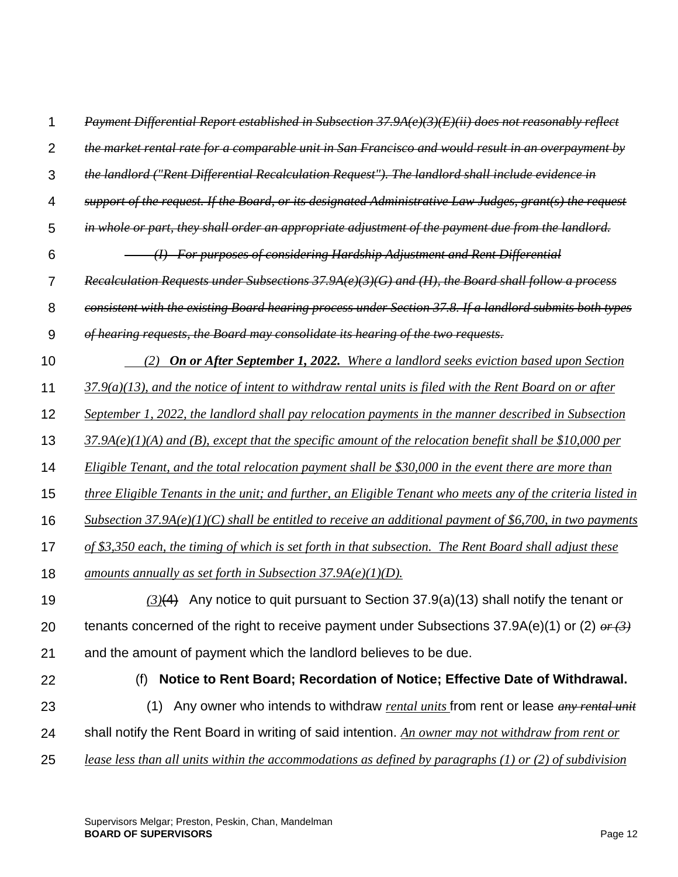~~*Payment Differential Report established in Subsection 37.9A(e)(3)(E)(ii) does not reasonably reflect the market rental rate for a comparable unit in San Francisco and would result in an overpayment by the landlord ("Rent Differential Recalculation Request"). The landlord shall include evidence in support of the request. If the Board, or its designated Administrative Law Judges, grant(s) the request in whole or part, they shall order an appropriate adjustment of the payment due from the landlord.*~~

~~*(I) For purposes of considering Hardship Adjustment and Rent Differential Recalculation Requests under Subsections 37.9A(e)(3)(G) and (H), the Board shall follow a process consistent with the existing Board hearing process under Section 37.8. If a landlord submits both types of hearing requests, the Board may consolidate its hearing of the two requests.*~~

<u>*(2) **On or After September 1, 2022.** Where a landlord seeks eviction based upon Section 37.9(a)(13), and the notice of intent to withdraw rental units is filed with the Rent Board on or after September 1, 2022, the landlord shall pay relocation payments in the manner described in Subsection 37.9A(e)(1)(A) and (B), except that the specific amount of the relocation benefit shall be $10,000 per Eligible Tenant, and the total relocation payment shall be $30,000 in the event there are more than three Eligible Tenants in the unit; and further, an Eligible Tenant who meets any of the criteria listed in Subsection 37.9A(e)(1)(C) shall be entitled to receive an additional payment of $6,700, in two payments of $3,350 each, the timing of which is set forth in that subsection. The Rent Board shall adjust these amounts annually as set forth in Subsection 37.9A(e)(1)(D).*</u>

<u>*(3)*</u>~~(4)~~ Any notice to quit pursuant to Section 37.9(a)(13) shall notify the tenant or tenants concerned of the right to receive payment under Subsections 37.9A(e)(1) or (2) ~~*or (3)*~~ and the amount of payment which the landlord believes to be due.

(f) **Notice to Rent Board; Recordation of Notice; Effective Date of Withdrawal.**

(1) Any owner who intends to withdraw <u>*rental units*</u> from rent or lease ~~*any rental unit*~~ shall notify the Rent Board in writing of said intention. <u>*An owner may not withdraw from rent or lease less than all units within the accommodations as defined by paragraphs (1) or (2) of subdivision*</u>

Supervisors Melgar; Preston, Peskin, Chan, Mandelman
**BOARD OF SUPERVISORS**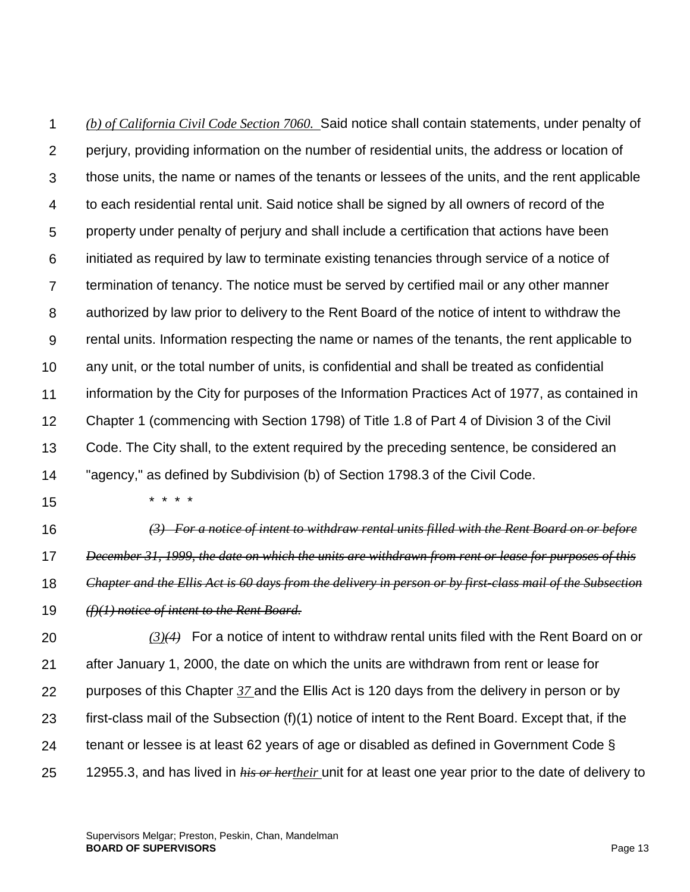*(b) of California Civil Code Section 7060.* Said notice shall contain statements, under penalty of perjury, providing information on the number of residential units, the address or location of those units, the name or names of the tenants or lessees of the units, and the rent applicable to each residential rental unit. Said notice shall be signed by all owners of record of the property under penalty of perjury and shall include a certification that actions have been initiated as required by law to terminate existing tenancies through service of a notice of termination of tenancy. The notice must be served by certified mail or any other manner authorized by law prior to delivery to the Rent Board of the notice of intent to withdraw the rental units. Information respecting the name or names of the tenants, the rent applicable to any unit, or the total number of units, is confidential and shall be treated as confidential information by the City for purposes of the Information Practices Act of 1977, as contained in Chapter 1 (commencing with Section 1798) of Title 1.8 of Part 4 of Division 3 of the Civil Code. The City shall, to the extent required by the preceding sentence, be considered an "agency," as defined by Subdivision (b) of Section 1798.3 of the Civil Code.

\* \* \* \*

~~*(3) For a notice of intent to withdraw rental units filled with the Rent Board on or before December 31, 1999, the date on which the units are withdrawn from rent or lease for purposes of this Chapter and the Ellis Act is 60 days from the delivery in person or by first-class mail of the Subsection (f)(1) notice of intent to the Rent Board.*~~

*(3)*~~*(4)*~~ For a notice of intent to withdraw rental units filed with the Rent Board on or after January 1, 2000, the date on which the units are withdrawn from rent or lease for purposes of this Chapter *37* and the Ellis Act is 120 days from the delivery in person or by first-class mail of the Subsection (f)(1) notice of intent to the Rent Board. Except that, if the tenant or lessee is at least 62 years of age or disabled as defined in Government Code § 12955.3, and has lived in ~~*his or her*~~*their* unit for at least one year prior to the date of delivery to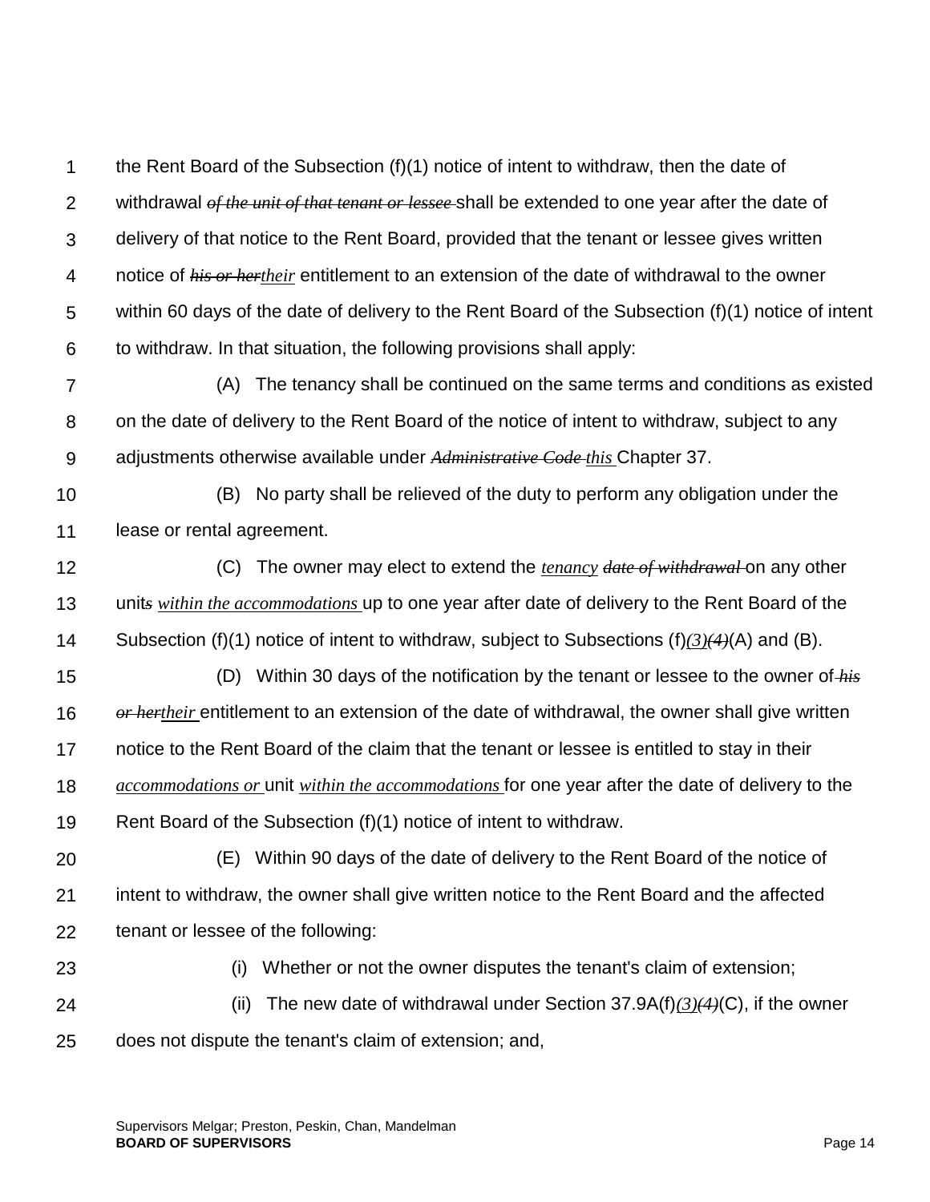the Rent Board of the Subsection (f)(1) notice of intent to withdraw, then the date of withdrawal ~~*of the unit of that tenant or lessee*~~ shall be extended to one year after the date of delivery of that notice to the Rent Board, provided that the tenant or lessee gives written notice of ~~*his or her*~~*their* entitlement to an extension of the date of withdrawal to the owner within 60 days of the date of delivery to the Rent Board of the Subsection (f)(1) notice of intent to withdraw. In that situation, the following provisions shall apply:

(A) The tenancy shall be continued on the same terms and conditions as existed on the date of delivery to the Rent Board of the notice of intent to withdraw, subject to any adjustments otherwise available under ~~*Administrative Code*~~ *this* Chapter 37.

(B) No party shall be relieved of the duty to perform any obligation under the lease or rental agreement.

(C) The owner may elect to extend the *tenancy* ~~*date of withdrawal*~~ on any other unit~~*s*~~ *within the accommodations* up to one year after date of delivery to the Rent Board of the Subsection (f)(1) notice of intent to withdraw, subject to Subsections (f)*(3)*~~*(4)*~~(A) and (B).

(D) Within 30 days of the notification by the tenant or lessee to the owner of ~~*his or her*~~*their* entitlement to an extension of the date of withdrawal, the owner shall give written notice to the Rent Board of the claim that the tenant or lessee is entitled to stay in their *accommodations or* unit *within the accommodations* for one year after the date of delivery to the Rent Board of the Subsection (f)(1) notice of intent to withdraw.

(E) Within 90 days of the date of delivery to the Rent Board of the notice of intent to withdraw, the owner shall give written notice to the Rent Board and the affected tenant or lessee of the following:

(i) Whether or not the owner disputes the tenant's claim of extension;

(ii) The new date of withdrawal under Section 37.9A(f)*(3)*~~*(4)*~~(C), if the owner does not dispute the tenant's claim of extension; and,

Supervisors Melgar; Preston, Peskin, Chan, Mandelman
**BOARD OF SUPERVISORS**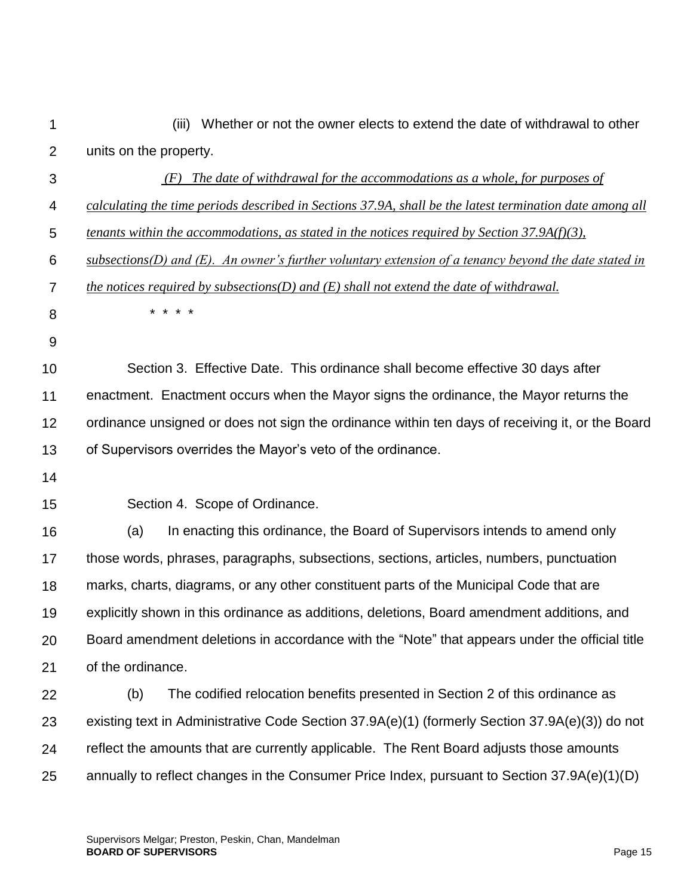(iii) Whether or not the owner elects to extend the date of withdrawal to other units on the property.

<u>*(F) The date of withdrawal for the accommodations as a whole, for purposes of calculating the time periods described in Sections 37.9A, shall be the latest termination date among all tenants within the accommodations, as stated in the notices required by Section 37.9A(f)(3), subsections(D) and (E). An owner's further voluntary extension of a tenancy beyond the date stated in the notices required by subsections(D) and (E) shall not extend the date of withdrawal.*</u>

\* \* \* \*

Section 3. Effective Date. This ordinance shall become effective 30 days after enactment. Enactment occurs when the Mayor signs the ordinance, the Mayor returns the ordinance unsigned or does not sign the ordinance within ten days of receiving it, or the Board of Supervisors overrides the Mayor's veto of the ordinance.

Section 4. Scope of Ordinance.

(a) In enacting this ordinance, the Board of Supervisors intends to amend only those words, phrases, paragraphs, subsections, sections, articles, numbers, punctuation marks, charts, diagrams, or any other constituent parts of the Municipal Code that are explicitly shown in this ordinance as additions, deletions, Board amendment additions, and Board amendment deletions in accordance with the "Note" that appears under the official title of the ordinance.

(b) The codified relocation benefits presented in Section 2 of this ordinance as existing text in Administrative Code Section 37.9A(e)(1) (formerly Section 37.9A(e)(3)) do not reflect the amounts that are currently applicable. The Rent Board adjusts those amounts annually to reflect changes in the Consumer Price Index, pursuant to Section 37.9A(e)(1)(D)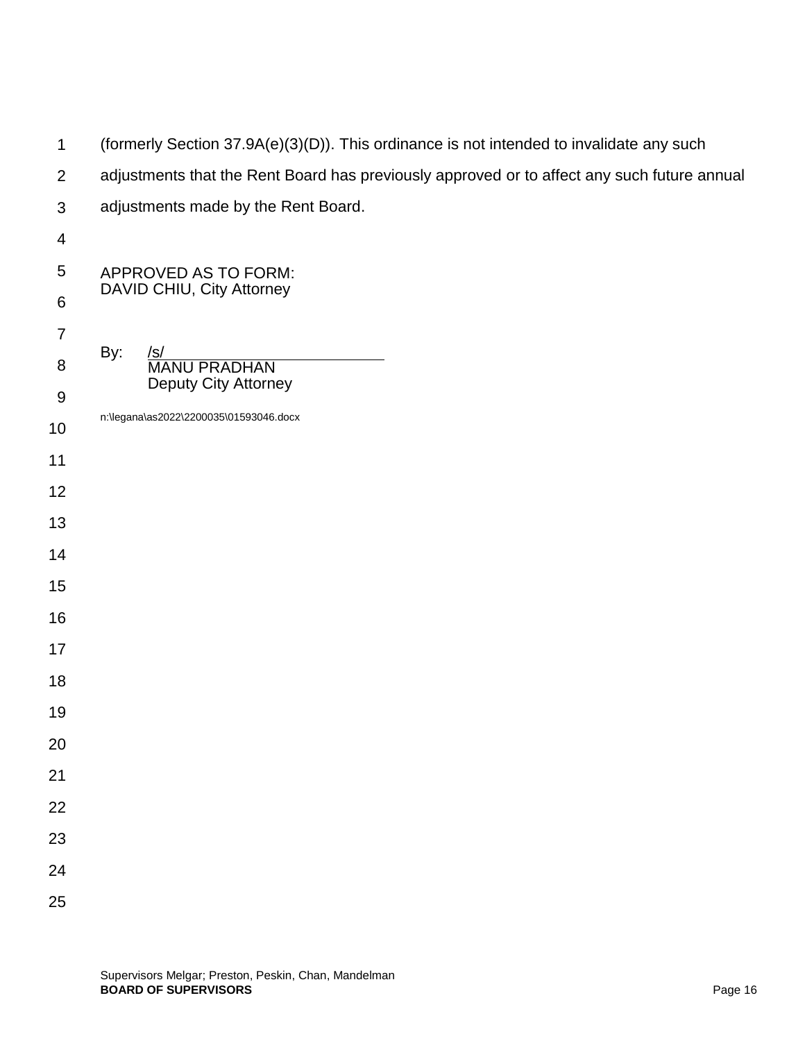(formerly Section 37.9A(e)(3)(D)). This ordinance is not intended to invalidate any such adjustments that the Rent Board has previously approved or to affect any such future annual adjustments made by the Rent Board.

APPROVED AS TO FORM:
DAVID CHIU, City Attorney

By: /s/
MANU PRADHAN
Deputy City Attorney

n:\legana\as2022\2200035\01593046.docx

Supervisors Melgar; Preston, Peskin, Chan, Mandelman
**BOARD OF SUPERVISORS**